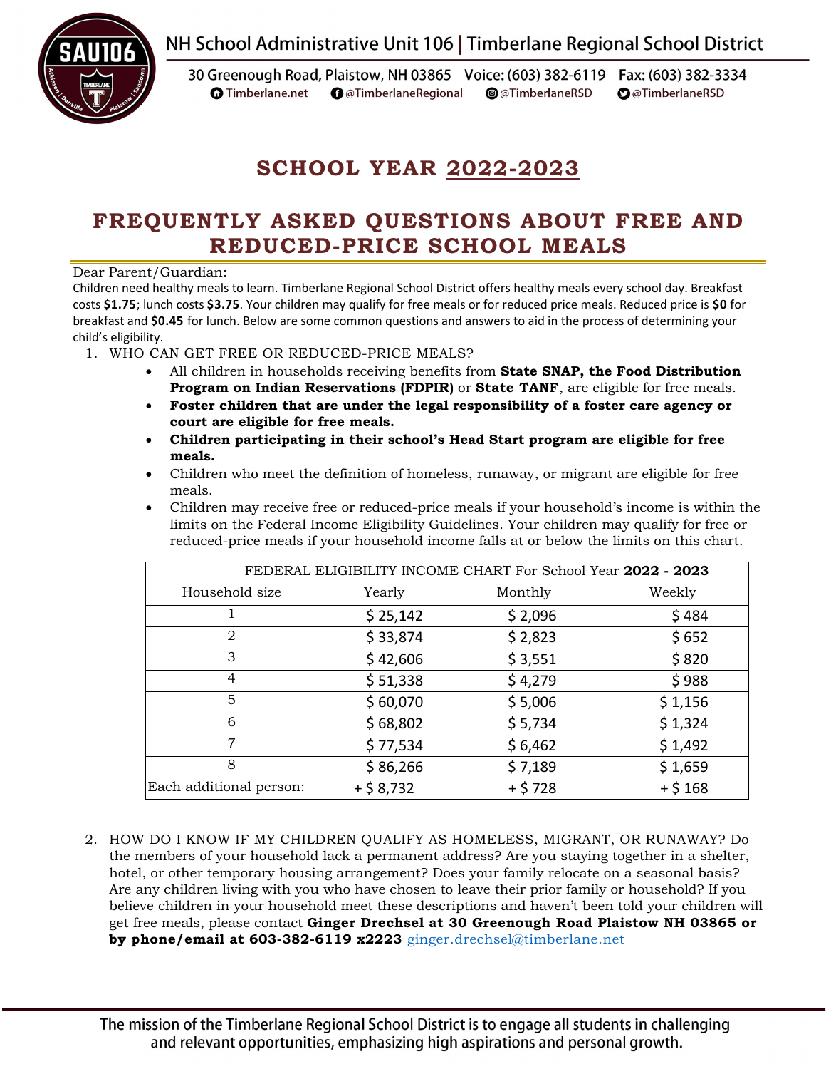NH School Administrative Unit 106 | Timberlane Regional School District

30 Greenough Road, Plaistow, NH 03865 Voice: (603) 382-6119 Fax: (603) 382-3334
Timberlane.net @TimberlaneRegional @TimberlaneRSD @TimberlaneRSD

# SCHOOL YEAR 2022-2023

# FREQUENTLY ASKED QUESTIONS ABOUT FREE AND REDUCED-PRICE SCHOOL MEALS

Dear Parent/Guardian:

Children need healthy meals to learn. Timberlane Regional School District offers healthy meals every school day. Breakfast costs **$1.75**; lunch costs **$3.75**. Your children may qualify for free meals or for reduced price meals. Reduced price is **$0** for breakfast and **$0.45** for lunch. Below are some common questions and answers to aid in the process of determining your child's eligibility.

1. WHO CAN GET FREE OR REDUCED-PRICE MEALS?
   - All children in households receiving benefits from **State SNAP, the Food Distribution Program on Indian Reservations (FDPIR)** or **State TANF**, are eligible for free meals.
   - **Foster children that are under the legal responsibility of a foster care agency or court are eligible for free meals.**
   - **Children participating in their school's Head Start program are eligible for free meals.**
   - Children who meet the definition of homeless, runaway, or migrant are eligible for free meals.
   - Children may receive free or reduced-price meals if your household's income is within the limits on the Federal Income Eligibility Guidelines. Your children may qualify for free or reduced-price meals if your household income falls at or below the limits on this chart.

| FEDERAL ELIGIBILITY INCOME CHART For School Year **2022 - 2023** | | | |
|---|---|---|---|
| Household size | Yearly | Monthly | Weekly |
| 1 | $ 25,142 | $ 2,096 | $ 484 |
| 2 | $ 33,874 | $ 2,823 | $ 652 |
| 3 | $ 42,606 | $ 3,551 | $ 820 |
| 4 | $ 51,338 | $ 4,279 | $ 988 |
| 5 | $ 60,070 | $ 5,006 | $ 1,156 |
| 6 | $ 68,802 | $ 5,734 | $ 1,324 |
| 7 | $ 77,534 | $ 6,462 | $ 1,492 |
| 8 | $ 86,266 | $ 7,189 | $ 1,659 |
| Each additional person: | + $ 8,732 | + $ 728 | + $ 168 |

2. HOW DO I KNOW IF MY CHILDREN QUALIFY AS HOMELESS, MIGRANT, OR RUNAWAY? Do the members of your household lack a permanent address? Are you staying together in a shelter, hotel, or other temporary housing arrangement? Does your family relocate on a seasonal basis? Are any children living with you who have chosen to leave their prior family or household? If you believe children in your household meet these descriptions and haven't been told your children will get free meals, please contact **Ginger Drechsel at 30 Greenough Road Plaistow NH 03865 or by phone/email at 603-382-6119 x2223** ginger.drechsel@timberlane.net

The mission of the Timberlane Regional School District is to engage all students in challenging and relevant opportunities, emphasizing high aspirations and personal growth.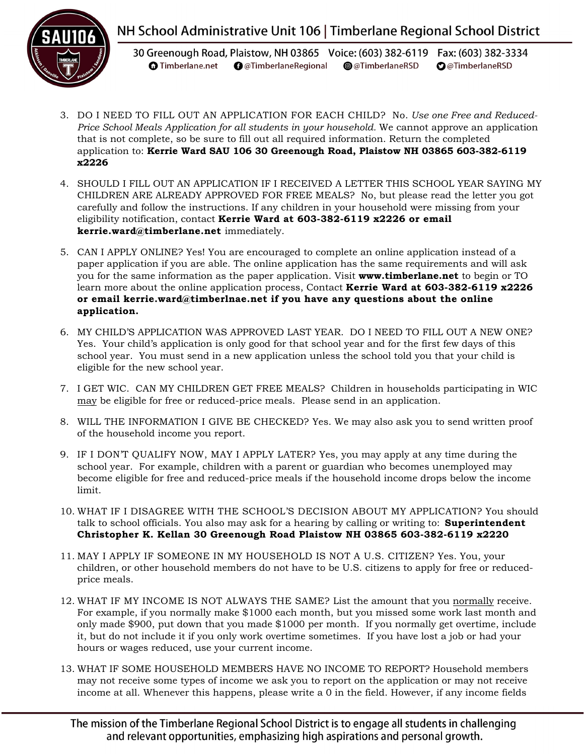3. DO I NEED TO FILL OUT AN APPLICATION FOR EACH CHILD? No. *Use one Free and Reduced-Price School Meals Application for all students in your household.* We cannot approve an application that is not complete, so be sure to fill out all required information. Return the completed application to: **Kerrie Ward SAU 106 30 Greenough Road, Plaistow NH 03865 603-382-6119 x2226**

4. SHOULD I FILL OUT AN APPLICATION IF I RECEIVED A LETTER THIS SCHOOL YEAR SAYING MY CHILDREN ARE ALREADY APPROVED FOR FREE MEALS? No, but please read the letter you got carefully and follow the instructions. If any children in your household were missing from your eligibility notification, contact **Kerrie Ward at 603-382-6119 x2226 or email kerrie.ward@timberlane.net** immediately.

5. CAN I APPLY ONLINE? Yes! You are encouraged to complete an online application instead of a paper application if you are able. The online application has the same requirements and will ask you for the same information as the paper application. Visit **www.timberlane.net** to begin or TO learn more about the online application process, Contact **Kerrie Ward at 603-382-6119 x2226 or email kerrie.ward@timberlnae.net if you have any questions about the online application.**

6. MY CHILD'S APPLICATION WAS APPROVED LAST YEAR. DO I NEED TO FILL OUT A NEW ONE? Yes. Your child's application is only good for that school year and for the first few days of this school year. You must send in a new application unless the school told you that your child is eligible for the new school year.

7. I GET WIC. CAN MY CHILDREN GET FREE MEALS? Children in households participating in WIC may be eligible for free or reduced-price meals. Please send in an application.

8. WILL THE INFORMATION I GIVE BE CHECKED? Yes. We may also ask you to send written proof of the household income you report.

9. IF I DON'T QUALIFY NOW, MAY I APPLY LATER? Yes, you may apply at any time during the school year. For example, children with a parent or guardian who becomes unemployed may become eligible for free and reduced-price meals if the household income drops below the income limit.

10. WHAT IF I DISAGREE WITH THE SCHOOL'S DECISION ABOUT MY APPLICATION? You should talk to school officials. You also may ask for a hearing by calling or writing to: **Superintendent Christopher K. Kellan 30 Greenough Road Plaistow NH 03865 603-382-6119 x2220**

11. MAY I APPLY IF SOMEONE IN MY HOUSEHOLD IS NOT A U.S. CITIZEN? Yes. You, your children, or other household members do not have to be U.S. citizens to apply for free or reduced-price meals.

12. WHAT IF MY INCOME IS NOT ALWAYS THE SAME? List the amount that you normally receive. For example, if you normally make $1000 each month, but you missed some work last month and only made $900, put down that you made $1000 per month. If you normally get overtime, include it, but do not include it if you only work overtime sometimes. If you have lost a job or had your hours or wages reduced, use your current income.

13. WHAT IF SOME HOUSEHOLD MEMBERS HAVE NO INCOME TO REPORT? Household members may not receive some types of income we ask you to report on the application or may not receive income at all. Whenever this happens, please write a 0 in the field. However, if any income fields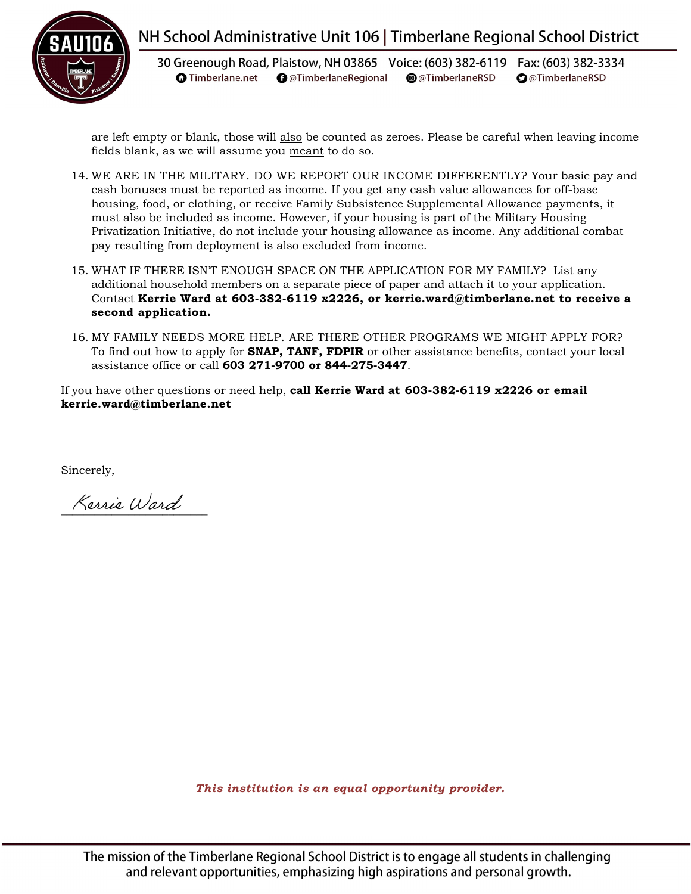are left empty or blank, those will also be counted as zeroes. Please be careful when leaving income fields blank, as we will assume you meant to do so.

14. WE ARE IN THE MILITARY. DO WE REPORT OUR INCOME DIFFERENTLY? Your basic pay and cash bonuses must be reported as income. If you get any cash value allowances for off-base housing, food, or clothing, or receive Family Subsistence Supplemental Allowance payments, it must also be included as income. However, if your housing is part of the Military Housing Privatization Initiative, do not include your housing allowance as income. Any additional combat pay resulting from deployment is also excluded from income.

15. WHAT IF THERE ISN'T ENOUGH SPACE ON THE APPLICATION FOR MY FAMILY? List any additional household members on a separate piece of paper and attach it to your application. Contact **Kerrie Ward at 603-382-6119 x2226, or kerrie.ward@timberlane.net to receive a second application.**

16. MY FAMILY NEEDS MORE HELP. ARE THERE OTHER PROGRAMS WE MIGHT APPLY FOR? To find out how to apply for **SNAP, TANF, FDPIR** or other assistance benefits, contact your local assistance office or call **603 271-9700 or 844-275-3447**.

If you have other questions or need help, **call Kerrie Ward at 603-382-6119 x2226 or email kerrie.ward@timberlane.net**

Sincerely,

Kerrie Ward

*This institution is an equal opportunity provider.*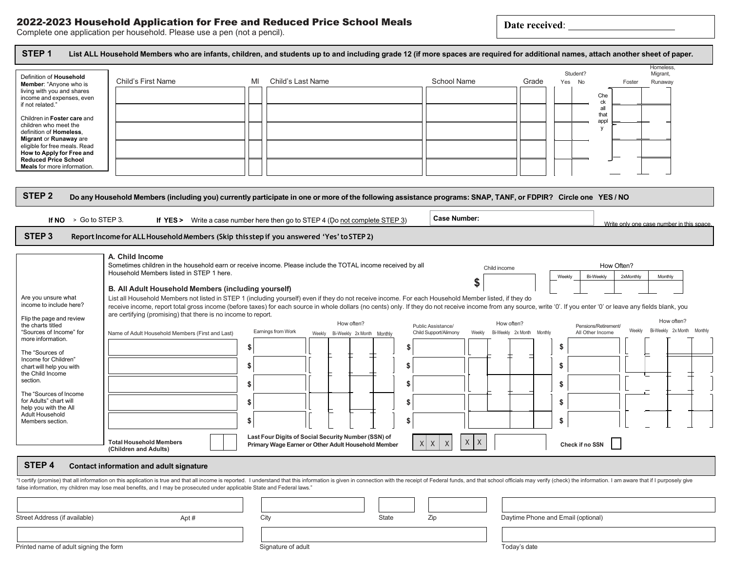# 2022-2023 Household Application for Free and Reduced Price School Meals

Complete one application per household. Please use a pen (not a pencil).

**Date received**: ______________________

## STEP 1 List ALL Household Members who are infants, children, and students up to and including grade 12 (if more spaces are required for additional names, attach another sheet of paper.

Definition of **Household Member**: "Anyone who is living with you and shares income and expenses, even if not related."

Children in **Foster care** and children who meet the definition of **Homeless, Migrant** or **Runaway** are eligible for free meals. Read **How to Apply for Free and Reduced Price School Meals** for more information.

| Child's First Name | MI | Child's Last Name | School Name | Grade | Student? Yes | Student? No | Foster | Homeless, Migrant, Runaway |
|---|---|---|---|---|---|---|---|---|
| | | | | | | | | |
| | | | | | | | | |
| | | | | | | | | |
| | | | | | | | | |
| | | | | | | | | |

Check all that apply

## STEP 2 Do any Household Members (including you) currently participate in one or more of the following assistance programs: SNAP, TANF, or FDPIR? Circle one YES / NO

**If NO** > Go to STEP 3. **If YES >** Write a case number here then go to STEP 4 (Do not complete STEP 3)

**Case Number:** ______________________ Write only one case number in this space.

## STEP 3 Report Income for ALL Household Members (Skip this step if you answered 'Yes' to STEP 2)

Are you unsure what income to include here?

Flip the page and review the charts titled "Sources of Income" for more information.

The "Sources of Income for Children" chart will help you with the Child Income section.

The "Sources of Income for Adults" chart will help you with the All Adult Household Members section.

### A. Child Income

Sometimes children in the household earn or receive income. Please include the TOTAL income received by all Household Members listed in STEP 1 here.

| Child income | How Often? Weekly | Bi-Weekly | 2xMonthly | Monthly |
|---|---|---|---|---|
| $ | | | | |

### B. All Adult Household Members (including yourself)

List all Household Members not listed in STEP 1 (including yourself) even if they do not receive income. For each Household Member listed, if they do receive income, report total gross income (before taxes) for each source in whole dollars (no cents) only. If they do not receive income from any source, write '0'. If you enter '0' or leave any fields blank, you are certifying (promising) that there is no income to report.

| Name of Adult Household Members (First and Last) | Earnings from Work | How often? Weekly | Bi-Weekly | 2x Month | Monthly | Public Assistance/ Child Support/Alimony | How often? Weekly | Bi-Weekly | 2x Month | Monthly | Pensions/Retirement/ All Other Income | How often? Weekly | Bi-Weekly | 2x Month | Monthly |
|---|---|---|---|---|---|---|---|---|---|---|---|---|---|---|---|
| | $ | | | | | $ | | | | | $ | | | | |
| | $ | | | | | $ | | | | | $ | | | | |
| | $ | | | | | $ | | | | | $ | | | | |
| | $ | | | | | $ | | | | | $ | | | | |
| | $ | | | | | $ | | | | | $ | | | | |

**Total Household Members (Children and Adults)** ____

**Last Four Digits of Social Security Number (SSN) of Primary Wage Earner or Other Adult Household Member** X X X - X X - ______ **Check if no SSN** ☐

## STEP 4 Contact information and adult signature

"I certify (promise) that all information on this application is true and that all income is reported. I understand that this information is given in connection with the receipt of Federal funds, and that school officials may verify (check) the information. I am aware that if I purposely give false information, my children may lose meal benefits, and I may be prosecuted under applicable State and Federal laws."

| Street Address (if available) | Apt # | City | State | Zip | Daytime Phone and Email (optional) |
|---|---|---|---|---|---|
| | | | | | |

| Printed name of adult signing the form | Signature of adult | Today's date |
|---|---|---|
| | | |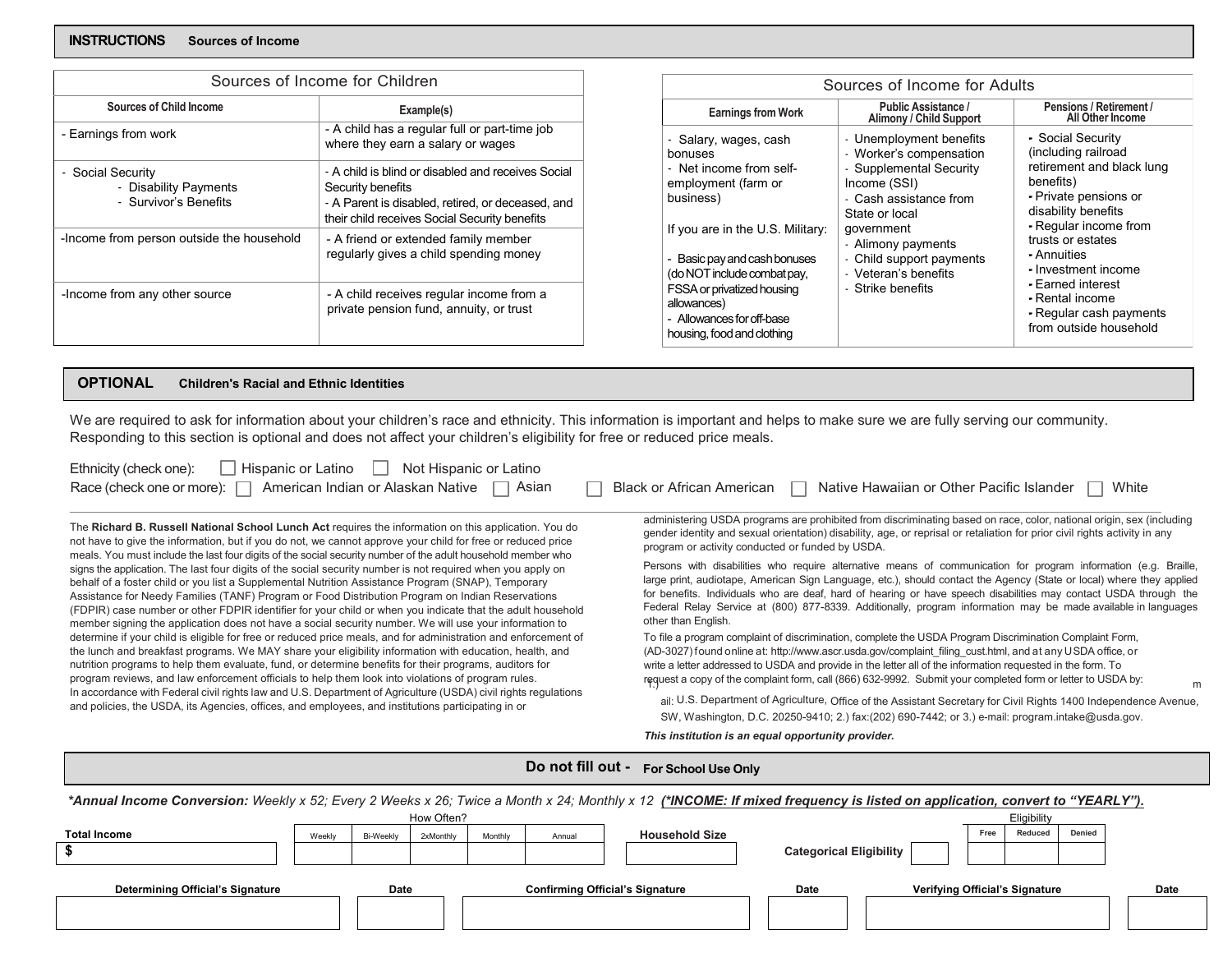## INSTRUCTIONS Sources of Income

### Sources of Income for Children

| Sources of Child Income | Example(s) |
|---|---|
| - Earnings from work | - A child has a regular full or part-time job where they earn a salary or wages |
| - Social Security<br>- Disability Payments<br>- Survivor's Benefits | - A child is blind or disabled and receives Social Security benefits<br>- A Parent is disabled, retired, or deceased, and their child receives Social Security benefits |
| -Income from person outside the household | - A friend or extended family member regularly gives a child spending money |
| -Income from any other source | - A child receives regular income from a private pension fund, annuity, or trust |

### Sources of Income for Adults

| Earnings from Work | Public Assistance / Alimony / Child Support | Pensions / Retirement / All Other Income |
|---|---|---|
| - Salary, wages, cash bonuses<br>- Net income from self-employment (farm or business)<br><br>If you are in the U.S. Military:<br><br>- Basic pay and cash bonuses (do NOT include combat pay, FSSA or privatized housing allowances)<br>- Allowances for off-base housing, food and clothing | - Unemployment benefits<br>- Worker's compensation<br>- Supplemental Security Income (SSI)<br>- Cash assistance from State or local government<br>- Alimony payments<br>- Child support payments<br>- Veteran's benefits<br>- Strike benefits | - Social Security (including railroad retirement and black lung benefits)<br>- Private pensions or disability benefits<br>- Regular income from trusts or estates<br>- Annuities<br>- Investment income<br>- Earned interest<br>- Rental income<br>- Regular cash payments from outside household |

## OPTIONAL Children's Racial and Ethnic Identities

We are required to ask for information about your children's race and ethnicity. This information is important and helps to make sure we are fully serving our community. Responding to this section is optional and does not affect your children's eligibility for free or reduced price meals.

Ethnicity (check one): ☐ Hispanic or Latino ☐ Not Hispanic or Latino

Race (check one or more): ☐ American Indian or Alaskan Native ☐ Asian ☐ Black or African American ☐ Native Hawaiian or Other Pacific Islander ☐ White

The **Richard B. Russell National School Lunch Act** requires the information on this application. You do not have to give the information, but if you do not, we cannot approve your child for free or reduced price meals. You must include the last four digits of the social security number of the adult household member who signs the application. The last four digits of the social security number is not required when you apply on behalf of a foster child or you list a Supplemental Nutrition Assistance Program (SNAP), Temporary Assistance for Needy Families (TANF) Program or Food Distribution Program on Indian Reservations (FDPIR) case number or other FDPIR identifier for your child or when you indicate that the adult household member signing the application does not have a social security number. We will use your information to determine if your child is eligible for free or reduced price meals, and for administration and enforcement of the lunch and breakfast programs. We MAY share your eligibility information with education, health, and nutrition programs to help them evaluate, fund, or determine benefits for their programs, auditors for program reviews, and law enforcement officials to help them look into violations of program rules.

In accordance with Federal civil rights law and U.S. Department of Agriculture (USDA) civil rights regulations and policies, the USDA, its Agencies, offices, and employees, and institutions participating in or administering USDA programs are prohibited from discriminating based on race, color, national origin, sex (including gender identity and sexual orientation) disability, age, or reprisal or retaliation for prior civil rights activity in any program or activity conducted or funded by USDA.

Persons with disabilities who require alternative means of communication for program information (e.g. Braille, large print, audiotape, American Sign Language, etc.), should contact the Agency (State or local) where they applied for benefits. Individuals who are deaf, hard of hearing or have speech disabilities may contact USDA through the Federal Relay Service at (800) 877-8339. Additionally, program information may be made available in languages other than English.

To file a program complaint of discrimination, complete the USDA Program Discrimination Complaint Form, (AD-3027) found online at: http://www.ascr.usda.gov/complaint_filing_cust.html, and at any USDA office, or write a letter addressed to USDA and provide in the letter all of the information requested in the form. To request a copy of the complaint form, call (866) 632-9992. Submit your completed form or letter to USDA by: 1.) mail: U.S. Department of Agriculture, Office of the Assistant Secretary for Civil Rights 1400 Independence Avenue, SW, Washington, D.C. 20250-9410; 2.) fax:(202) 690-7442; or 3.) e-mail: program.intake@usda.gov.

***This institution is an equal opportunity provider.***

## Do not fill out - For School Use Only

***Annual Income Conversion:** Weekly x 52; Every 2 Weeks x 26; Twice a Month x 24; Monthly x 12* ***(\*INCOME: If mixed frequency is listed on application, convert to "YEARLY").***

| Total Income | How Often? Weekly | Bi-Weekly | 2xMonthly | Monthly | Annual | Household Size | Categorical Eligibility | Eligibility Free | Reduced | Denied |
|---|---|---|---|---|---|---|---|---|---|---|
| $ | | | | | | | | | | |

| Determining Official's Signature | Date | Confirming Official's Signature | Date | Verifying Official's Signature | Date |
|---|---|---|---|---|---|
| | | | | | |